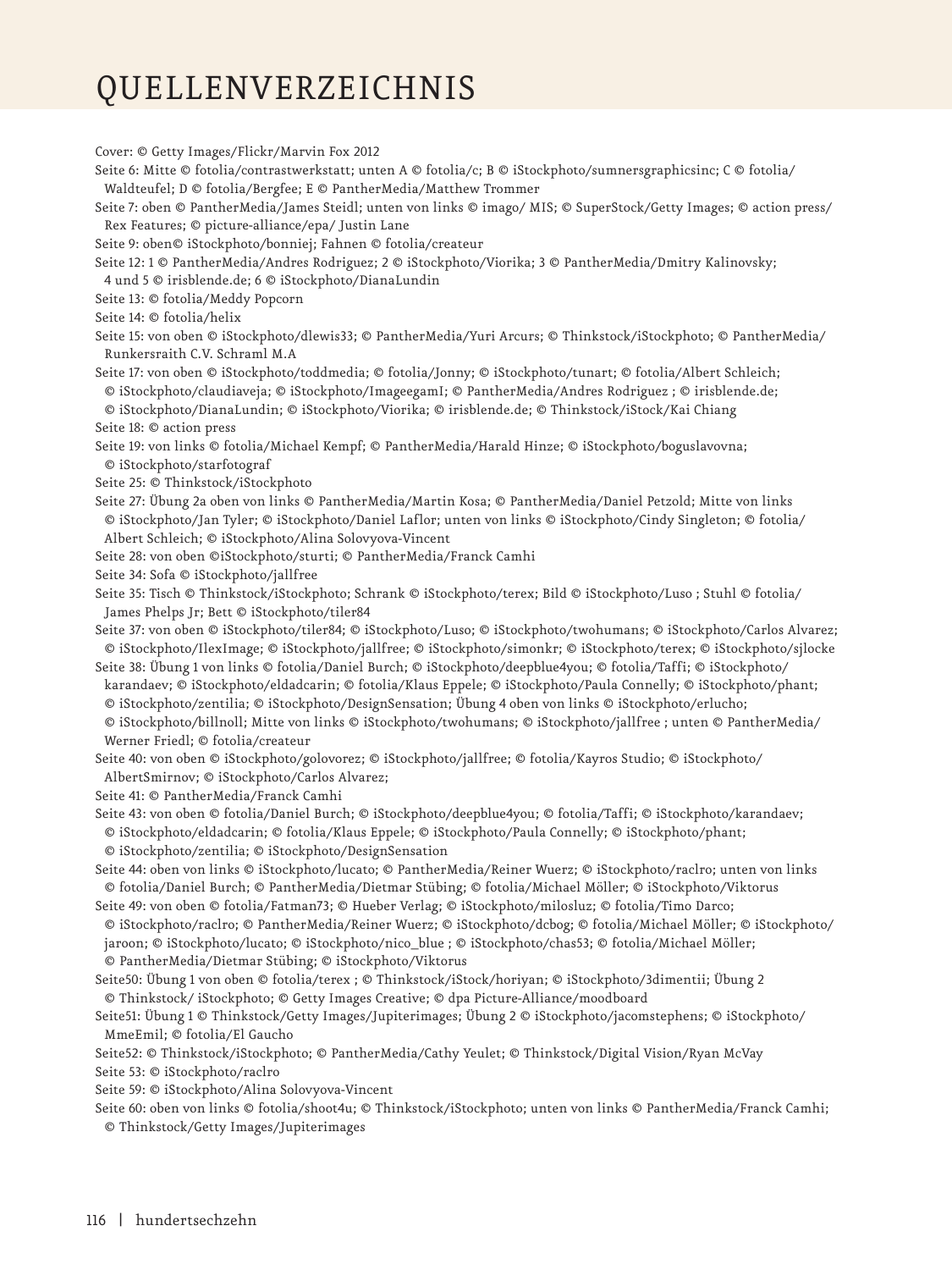# QUELLENVERZEICHNIS

Cover: © Getty Images/Flickr/Marvin Fox 2012

Seite 6: Mitte © fotolia/contrastwerkstatt; unten A © fotolia/c; B © iStockphoto/sumnersgraphicsinc; C © fotolia/Waldteufel; D © fotolia/Bergfee; E © PantherMedia/Matthew Trommer

Seite 7: oben © PantherMedia/James Steidl; unten von links © imago/ MIS; © SuperStock/Getty Images; © action press/Rex Features; © picture-alliance/epa/ Justin Lane

Seite 9: oben© iStockphoto/bonniej; Fahnen © fotolia/createur

Seite 12: 1 © PantherMedia/Andres Rodriguez; 2 © iStockphoto/Viorika; 3 © PantherMedia/Dmitry Kalinovsky; 4 und 5 © irisblende.de; 6 © iStockphoto/DianaLundin

Seite 13: © fotolia/Meddy Popcorn

Seite 14: © fotolia/helix

Seite 15: von oben © iStockphoto/dlewis33; © PantherMedia/Yuri Arcurs; © Thinkstock/iStockphoto; © PantherMedia/Runkersraith C.V. Schraml M.A

Seite 17: von oben © iStockphoto/toddmedia; © fotolia/Jonny; © iStockphoto/tunart; © fotolia/Albert Schleich; © iStockphoto/claudiaveja; © iStockphoto/ImageegamI; © PantherMedia/Andres Rodriguez ; © irisblende.de; © iStockphoto/DianaLundin; © iStockphoto/Viorika; © irisblende.de; © Thinkstock/iStock/Kai Chiang

Seite 18: © action press

Seite 19: von links © fotolia/Michael Kempf; © PantherMedia/Harald Hinze; © iStockphoto/boguslavovna; © iStockphoto/starfotograf

Seite 25: © Thinkstock/iStockphoto

Seite 27: Übung 2a oben von links © PantherMedia/Martin Kosa; © PantherMedia/Daniel Petzold; Mitte von links © iStockphoto/Jan Tyler; © iStockphoto/Daniel Laflor; unten von links © iStockphoto/Cindy Singleton; © fotolia/Albert Schleich; © iStockphoto/Alina Solovyova-Vincent

Seite 28: von oben ©iStockphoto/sturti; © PantherMedia/Franck Camhi

Seite 34: Sofa © iStockphoto/jallfree

Seite 35: Tisch © Thinkstock/iStockphoto; Schrank © iStockphoto/terex; Bild © iStockphoto/Luso ; Stuhl © fotolia/James Phelps Jr; Bett © iStockphoto/tiler84

Seite 37: von oben © iStockphoto/tiler84; © iStockphoto/Luso; © iStockphoto/twohumans; © iStockphoto/Carlos Alvarez; © iStockphoto/IlexImage; © iStockphoto/jallfree; © iStockphoto/simonkr; © iStockphoto/terex; © iStockphoto/sjlocke

Seite 38: Übung 1 von links © fotolia/Daniel Burch; © iStockphoto/deepblue4you; © fotolia/Taffi; © iStockphoto/karandaev; © iStockphoto/eldadcarin; © fotolia/Klaus Eppele; © iStockphoto/Paula Connelly; © iStockphoto/phant; © iStockphoto/zentilia; © iStockphoto/DesignSensation; Übung 4 oben von links © iStockphoto/erlucho; © iStockphoto/billnoll; Mitte von links © iStockphoto/twohumans; © iStockphoto/jallfree ; unten © PantherMedia/Werner Friedl; © fotolia/createur

Seite 40: von oben © iStockphoto/golovorez; © iStockphoto/jallfree; © fotolia/Kayros Studio; © iStockphoto/AlbertSmirnov; © iStockphoto/Carlos Alvarez;

Seite 41: © PantherMedia/Franck Camhi

Seite 43: von oben © fotolia/Daniel Burch; © iStockphoto/deepblue4you; © fotolia/Taffi; © iStockphoto/karandaev; © iStockphoto/eldadcarin; © fotolia/Klaus Eppele; © iStockphoto/Paula Connelly; © iStockphoto/phant; © iStockphoto/zentilia; © iStockphoto/DesignSensation

Seite 44: oben von links © iStockphoto/lucato; © PantherMedia/Reiner Wuerz; © iStockphoto/raclro; unten von links © fotolia/Daniel Burch; © PantherMedia/Dietmar Stübing; © fotolia/Michael Möller; © iStockphoto/Viktorus

Seite 49: von oben © fotolia/Fatman73; © Hueber Verlag; © iStockphoto/milosluz; © fotolia/Timo Darco; © iStockphoto/raclro; © PantherMedia/Reiner Wuerz; © iStockphoto/dcbog; © fotolia/Michael Möller; © iStockphoto/jaroon; © iStockphoto/lucato; © iStockphoto/nico_blue ; © iStockphoto/chas53; © fotolia/Michael Möller; © PantherMedia/Dietmar Stübing; © iStockphoto/Viktorus

Seite50: Übung 1 von oben © fotolia/terex ; © Thinkstock/iStock/horiyan; © iStockphoto/3dimentii; Übung 2 © Thinkstock/ iStockphoto; © Getty Images Creative; © dpa Picture-Alliance/moodboard

Seite51: Übung 1 © Thinkstock/Getty Images/Jupiterimages; Übung 2 © iStockphoto/jacomstephens; © iStockphoto/MmeEmil; © fotolia/El Gaucho

Seite52: © Thinkstock/iStockphoto; © PantherMedia/Cathy Yeulet; © Thinkstock/Digital Vision/Ryan McVay

Seite 53: © iStockphoto/raclro

Seite 59: © iStockphoto/Alina Solovyova-Vincent

Seite 60: oben von links © fotolia/shoot4u; © Thinkstock/iStockphoto; unten von links © PantherMedia/Franck Camhi; © Thinkstock/Getty Images/Jupiterimages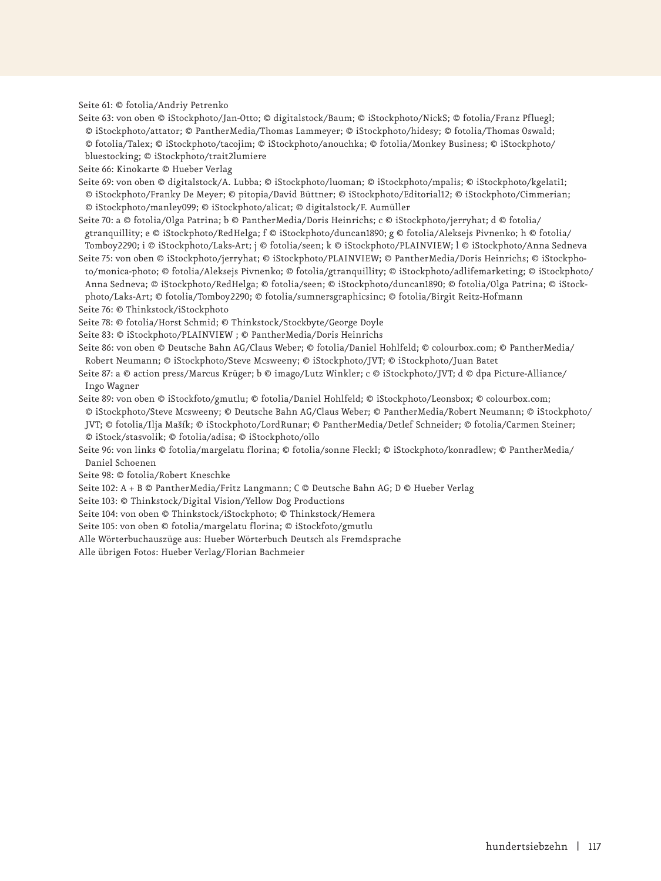Seite 61: © fotolia/Andriy Petrenko

Seite 63: von oben © iStockphoto/Jan-Otto; © digitalstock/Baum; © iStockphoto/NickS; © fotolia/Franz Pfluegl; © iStockphoto/attator; © PantherMedia/Thomas Lammeyer; © iStockphoto/hidesy; © fotolia/Thomas Oswald; © fotolia/Talex; © iStockphoto/tacojim; © iStockphoto/anouchka; © fotolia/Monkey Business; © iStockphoto/bluestocking; © iStockphoto/trait2lumiere

Seite 66: Kinokarte © Hueber Verlag

Seite 69: von oben © digitalstock/A. Lubba; © iStockphoto/luoman; © iStockphoto/mpalis; © iStockphoto/kgelati1; © iStockphoto/Franky De Meyer; © pitopia/David Büttner; © iStockphoto/Editorial12; © iStockphoto/Cimmerian; © iStockphoto/manley099; © iStockphoto/alicat; © digitalstock/F. Aumüller

Seite 70: a © fotolia/Olga Patrina; b © PantherMedia/Doris Heinrichs; c © iStockphoto/jerryhat; d © fotolia/gtranquillity; e © iStockphoto/RedHelga; f © iStockphoto/duncan1890; g © fotolia/Aleksejs Pivnenko; h © fotolia/Tomboy2290; i © iStockphoto/Laks-Art; j © fotolia/seen; k © iStockphoto/PLAINVIEW; l © iStockphoto/Anna Sedneva

Seite 75: von oben © iStockphoto/jerryhat; © iStockphoto/PLAINVIEW; © PantherMedia/Doris Heinrichs; © iStockphoto/monica-photo; © fotolia/Aleksejs Pivnenko; © fotolia/gtranquillity; © iStockphoto/adlifemarketing; © iStockphoto/Anna Sedneva; © iStockphoto/RedHelga; © fotolia/seen; © iStockphoto/duncan1890; © fotolia/Olga Patrina; © iStockphoto/Laks-Art; © fotolia/Tomboy2290; © fotolia/sumnersgraphicsinc; © fotolia/Birgit Reitz-Hofmann

Seite 76: © Thinkstock/iStockphoto

Seite 78: © fotolia/Horst Schmid; © Thinkstock/Stockbyte/George Doyle

Seite 83: © iStockphoto/PLAINVIEW ; © PantherMedia/Doris Heinrichs

Seite 86: von oben © Deutsche Bahn AG/Claus Weber; © fotolia/Daniel Hohlfeld; © colourbox.com; © PantherMedia/Robert Neumann; © iStockphoto/Steve Mcsweeny; © iStockphoto/JVT; © iStockphoto/Juan Batet

Seite 87: a © action press/Marcus Krüger; b © imago/Lutz Winkler; c © iStockphoto/JVT; d © dpa Picture-Alliance/Ingo Wagner

Seite 89: von oben © iStockfoto/gmutlu; © fotolia/Daniel Hohlfeld; © iStockphoto/Leonsbox; © colourbox.com; © iStockphoto/Steve Mcsweeny; © Deutsche Bahn AG/Claus Weber; © PantherMedia/Robert Neumann; © iStockphoto/JVT; © fotolia/Ilja Mašík; © iStockphoto/LordRunar; © PantherMedia/Detlef Schneider; © fotolia/Carmen Steiner; © iStock/stasvolik; © fotolia/adisa; © iStockphoto/ollo

Seite 96: von links © fotolia/margelatu florina; © fotolia/sonne Fleckl; © iStockphoto/konradlew; © PantherMedia/Daniel Schoenen

Seite 98: © fotolia/Robert Kneschke

Seite 102: A + B © PantherMedia/Fritz Langmann; C © Deutsche Bahn AG; D © Hueber Verlag

Seite 103: © Thinkstock/Digital Vision/Yellow Dog Productions

Seite 104: von oben © Thinkstock/iStockphoto; © Thinkstock/Hemera

Seite 105: von oben © fotolia/margelatu florina; © iStockfoto/gmutlu

Alle Wörterbuchauszüge aus: Hueber Wörterbuch Deutsch als Fremdsprache

Alle übrigen Fotos: Hueber Verlag/Florian Bachmeier